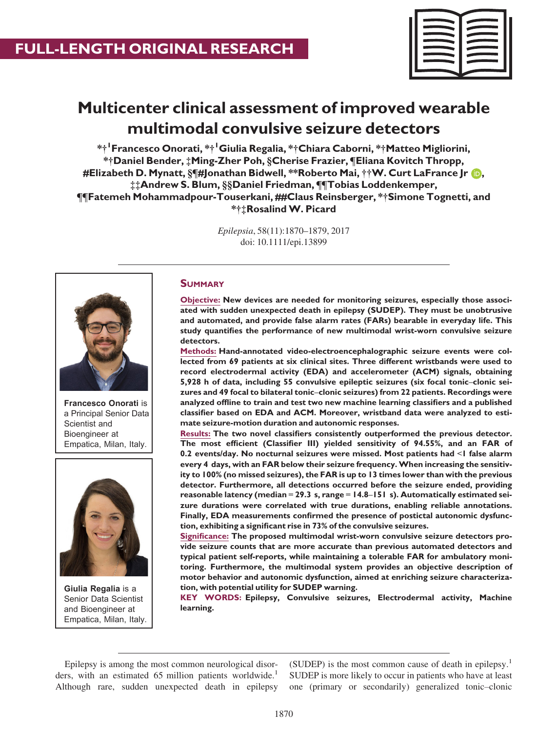FULL-LENGTH ORIGINAL RESEARCH

# Multicenter clinical assessment of improved wearable multimodal convulsive seizure detectors

*†[1]Francesco Onorati, *†[1]Giulia Regalia, *†Chiara Caborni, *†Matteo Migliorini, *†Daniel Bender, ‡Ming-Zher Poh, §Cherise Frazier, ¶Eliana Kovitch Thropp, #Elizabeth D. Mynatt, §¶#Jonathan Bidwell, **Roberto Mai, ††W. Curt LaFrance Jr, ‡‡Andrew S. Blum, §§Daniel Friedman, ¶¶Tobias Loddenkemper, ¶¶Fatemeh Mohammadpour-Touserkani, ##Claus Reinsberger, *†Simone Tognetti, and *†‡Rosalind W. Picard

*Epilepsia*, 58(11):1870–1879, 2017
doi: 10.1111/epi.13899

Francesco Onorati is a Principal Senior Data Scientist and Bioengineer at Empatica, Milan, Italy.

Giulia Regalia is a Senior Data Scientist and Bioengineer at Empatica, Milan, Italy.

## Summary

**Objective:** New devices are needed for monitoring seizures, especially those associated with sudden unexpected death in epilepsy (SUDEP). They must be unobtrusive and automated, and provide false alarm rates (FARs) bearable in everyday life. This study quantifies the performance of new multimodal wrist-worn convulsive seizure detectors.

**Methods:** Hand-annotated video-electroencephalographic seizure events were collected from 69 patients at six clinical sites. Three different wristbands were used to record electrodermal activity (EDA) and accelerometer (ACM) signals, obtaining 5,928 h of data, including 55 convulsive epileptic seizures (six focal tonic–clonic seizures and 49 focal to bilateral tonic–clonic seizures) from 22 patients. Recordings were analyzed offline to train and test two new machine learning classifiers and a published classifier based on EDA and ACM. Moreover, wristband data were analyzed to estimate seizure-motion duration and autonomic responses.

**Results:** The two novel classifiers consistently outperformed the previous detector. The most efficient (Classifier III) yielded sensitivity of 94.55%, and an FAR of 0.2 events/day. No nocturnal seizures were missed. Most patients had <1 false alarm every 4 days, with an FAR below their seizure frequency. When increasing the sensitivity to 100% (no missed seizures), the FAR is up to 13 times lower than with the previous detector. Furthermore, all detections occurred before the seizure ended, providing reasonable latency (median = 29.3 s, range = 14.8–151 s). Automatically estimated seizure durations were correlated with true durations, enabling reliable annotations. Finally, EDA measurements confirmed the presence of postictal autonomic dysfunction, exhibiting a significant rise in 73% of the convulsive seizures.

**Significance:** The proposed multimodal wrist-worn convulsive seizure detectors provide seizure counts that are more accurate than previous automated detectors and typical patient self-reports, while maintaining a tolerable FAR for ambulatory monitoring. Furthermore, the multimodal system provides an objective description of motor behavior and autonomic dysfunction, aimed at enriching seizure characterization, with potential utility for SUDEP warning.

**KEY WORDS:** Epilepsy, Convulsive seizures, Electrodermal activity, Machine learning.

Epilepsy is among the most common neurological disorders, with an estimated 65 million patients worldwide.[1] Although rare, sudden unexpected death in epilepsy (SUDEP) is the most common cause of death in epilepsy.[1] SUDEP is more likely to occur in patients who have at least one (primary or secondarily) generalized tonic–clonic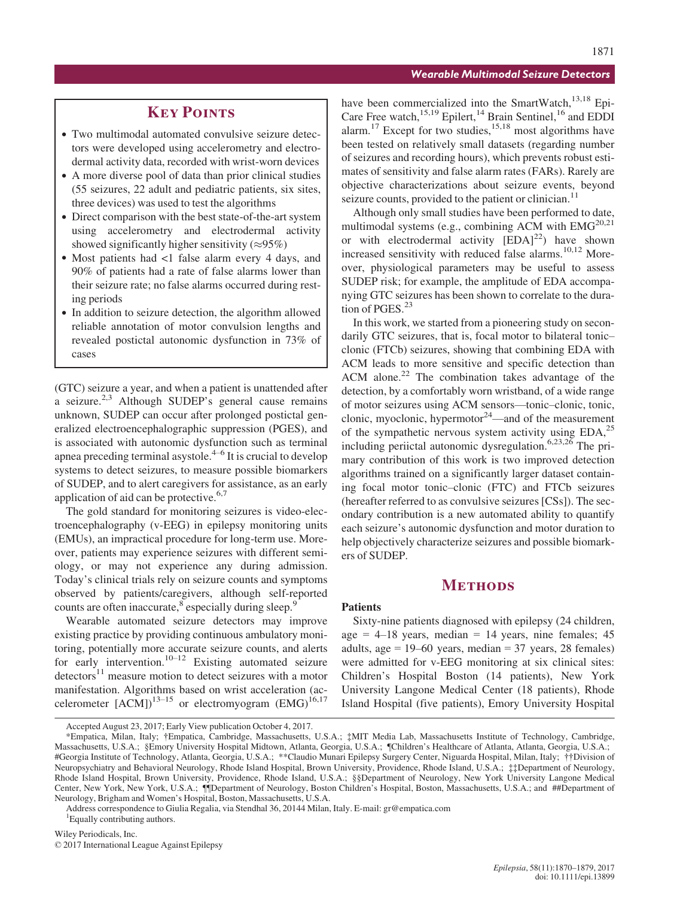## Key Points

- Two multimodal automated convulsive seizure detectors were developed using accelerometry and electrodermal activity data, recorded with wrist-worn devices
- A more diverse pool of data than prior clinical studies (55 seizures, 22 adult and pediatric patients, six sites, three devices) was used to test the algorithms
- Direct comparison with the best state-of-the-art system using accelerometry and electrodermal activity showed significantly higher sensitivity (≈95%)
- Most patients had <1 false alarm every 4 days, and 90% of patients had a rate of false alarms lower than their seizure rate; no false alarms occurred during resting periods
- In addition to seizure detection, the algorithm allowed reliable annotation of motor convulsion lengths and revealed postictal autonomic dysfunction in 73% of cases

(GTC) seizure a year, and when a patient is unattended after a seizure.[2,3] Although SUDEP's general cause remains unknown, SUDEP can occur after prolonged postictal generalized electroencephalographic suppression (PGES), and is associated with autonomic dysfunction such as terminal apnea preceding terminal asystole.[4–6] It is crucial to develop systems to detect seizures, to measure possible biomarkers of SUDEP, and to alert caregivers for assistance, as an early application of aid can be protective.[6,7]

The gold standard for monitoring seizures is video-electroencephalography (v-EEG) in epilepsy monitoring units (EMUs), an impractical procedure for long-term use. Moreover, patients may experience seizures with different semiology, or may not experience any during admission. Today's clinical trials rely on seizure counts and symptoms observed by patients/caregivers, although self-reported counts are often inaccurate,[8] especially during sleep.[9]

Wearable automated seizure detectors may improve existing practice by providing continuous ambulatory monitoring, potentially more accurate seizure counts, and alerts for early intervention.[10–12] Existing automated seizure detectors[11] measure motion to detect seizures with a motor manifestation. Algorithms based on wrist acceleration (accelerometer [ACM])[13–15] or electromyogram (EMG)[16,17] have been commercialized into the SmartWatch,[13,18] Epi-Care Free watch,[15,19] Epilert,[14] Brain Sentinel,[16] and EDDI alarm.[17] Except for two studies,[15,18] most algorithms have been tested on relatively small datasets (regarding number of seizures and recording hours), which prevents robust estimates of sensitivity and false alarm rates (FARs). Rarely are objective characterizations about seizure events, beyond seizure counts, provided to the patient or clinician.[11]

Although only small studies have been performed to date, multimodal systems (e.g., combining ACM with EMG[20,21] or with electrodermal activity [EDA][22]) have shown increased sensitivity with reduced false alarms.[10,12] Moreover, physiological parameters may be useful to assess SUDEP risk; for example, the amplitude of EDA accompanying GTC seizures has been shown to correlate to the duration of PGES.[23]

In this work, we started from a pioneering study on secondarily GTC seizures, that is, focal motor to bilateral tonic–clonic (FTCb) seizures, showing that combining EDA with ACM leads to more sensitive and specific detection than ACM alone.[22] The combination takes advantage of the detection, by a comfortably worn wristband, of a wide range of motor seizures using ACM sensors—tonic–clonic, tonic, clonic, myoclonic, hypermotor[24]—and of the measurement of the sympathetic nervous system activity using EDA,[25] including periictal autonomic dysregulation.[6,23,26] The primary contribution of this work is two improved detection algorithms trained on a significantly larger dataset containing focal motor tonic–clonic (FTC) and FTCb seizures (hereafter referred to as convulsive seizures [CSs]). The secondary contribution is a new automated ability to quantify each seizure's autonomic dysfunction and motor duration to help objectively characterize seizures and possible biomarkers of SUDEP.

## Methods

### Patients

Sixty-nine patients diagnosed with epilepsy (24 children, age = 4–18 years, median = 14 years, nine females; 45 adults, age = 19–60 years, median = 37 years, 28 females) were admitted for v-EEG monitoring at six clinical sites: Children's Hospital Boston (14 patients), New York University Langone Medical Center (18 patients), Rhode Island Hospital (five patients), Emory University Hospital

Accepted August 23, 2017; Early View publication October 4, 2017.

*Empatica, Milan, Italy; †Empatica, Cambridge, Massachusetts, U.S.A.; ‡MIT Media Lab, Massachusetts Institute of Technology, Cambridge, Massachusetts, U.S.A.; §Emory University Hospital Midtown, Atlanta, Georgia, U.S.A.; ¶Children's Healthcare of Atlanta, Atlanta, Georgia, U.S.A.; #Georgia Institute of Technology, Atlanta, Georgia, U.S.A.; **Claudio Munari Epilepsy Surgery Center, Niguarda Hospital, Milan, Italy; ††Division of Neuropsychiatry and Behavioral Neurology, Rhode Island Hospital, Brown University, Providence, Rhode Island, U.S.A.; ‡‡Department of Neurology, Rhode Island Hospital, Brown University, Providence, Rhode Island, U.S.A.; §§Department of Neurology, New York University Langone Medical Center, New York, New York, U.S.A.; ¶¶Department of Neurology, Boston Children's Hospital, Boston, Massachusetts, U.S.A.; and ##Department of Neurology, Brigham and Women's Hospital, Boston, Massachusetts, U.S.A.

Address correspondence to Giulia Regalia, via Stendhal 36, 20144 Milan, Italy. E-mail: gr@empatica.com

[1]Equally contributing authors.

Wiley Periodicals, Inc.
© 2017 International League Against Epilepsy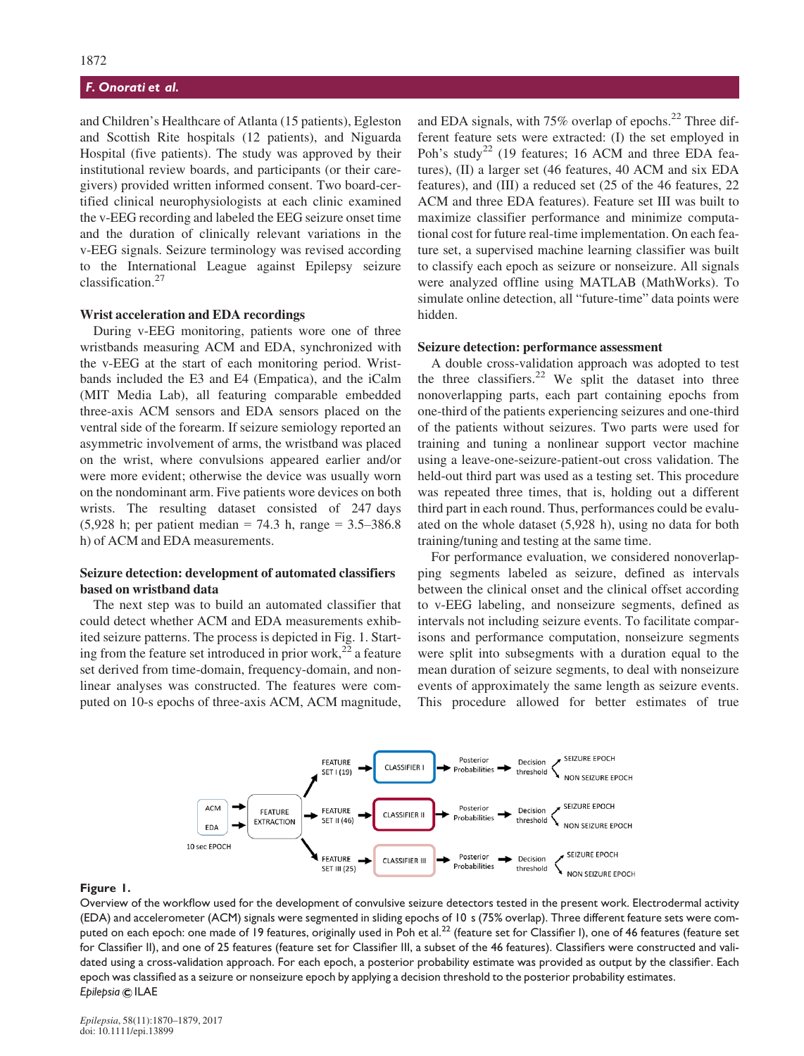and Children's Healthcare of Atlanta (15 patients), Egleston and Scottish Rite hospitals (12 patients), and Niguarda Hospital (five patients). The study was approved by their institutional review boards, and participants (or their caregivers) provided written informed consent. Two board-certified clinical neurophysiologists at each clinic examined the v-EEG recording and labeled the EEG seizure onset time and the duration of clinically relevant variations in the v-EEG signals. Seizure terminology was revised according to the International League against Epilepsy seizure classification.[27]

### Wrist acceleration and EDA recordings

During v-EEG monitoring, patients wore one of three wristbands measuring ACM and EDA, synchronized with the v-EEG at the start of each monitoring period. Wristbands included the E3 and E4 (Empatica), and the iCalm (MIT Media Lab), all featuring comparable embedded three-axis ACM sensors and EDA sensors placed on the ventral side of the forearm. If seizure semiology reported an asymmetric involvement of arms, the wristband was placed on the wrist, where convulsions appeared earlier and/or were more evident; otherwise the device was usually worn on the nondominant arm. Five patients wore devices on both wrists. The resulting dataset consisted of 247 days (5,928 h; per patient median = 74.3 h, range = 3.5–386.8 h) of ACM and EDA measurements.

### Seizure detection: development of automated classifiers based on wristband data

The next step was to build an automated classifier that could detect whether ACM and EDA measurements exhibited seizure patterns. The process is depicted in Fig. 1. Starting from the feature set introduced in prior work,[22] a feature set derived from time-domain, frequency-domain, and nonlinear analyses was constructed. The features were computed on 10-s epochs of three-axis ACM, ACM magnitude, and EDA signals, with 75% overlap of epochs.[22] Three different feature sets were extracted: (I) the set employed in Poh's study[22] (19 features; 16 ACM and three EDA features), (II) a larger set (46 features, 40 ACM and six EDA features), and (III) a reduced set (25 of the 46 features, 22 ACM and three EDA features). Feature set III was built to maximize classifier performance and minimize computational cost for future real-time implementation. On each feature set, a supervised machine learning classifier was built to classify each epoch as seizure or nonseizure. All signals were analyzed offline using MATLAB (MathWorks). To simulate online detection, all "future-time" data points were hidden.

### Seizure detection: performance assessment

A double cross-validation approach was adopted to test the three classifiers.[22] We split the dataset into three nonoverlapping parts, each part containing epochs from one-third of the patients experiencing seizures and one-third of the patients without seizures. Two parts were used for training and tuning a nonlinear support vector machine using a leave-one-seizure-patient-out cross validation. The held-out third part was used as a testing set. This procedure was repeated three times, that is, holding out a different third part in each round. Thus, performances could be evaluated on the whole dataset (5,928 h), using no data for both training/tuning and testing at the same time.

For performance evaluation, we considered nonoverlapping segments labeled as seizure, defined as intervals between the clinical onset and the clinical offset according to v-EEG labeling, and nonseizure segments, defined as intervals not including seizure events. To facilitate comparisons and performance computation, nonseizure segments were split into subsegments with a duration equal to the mean duration of seizure segments, to deal with nonseizure events of approximately the same length as seizure events. This procedure allowed for better estimates of true

**Figure 1.**
Overview of the workflow used for the development of convulsive seizure detectors tested in the present work. Electrodermal activity (EDA) and accelerometer (ACM) signals were segmented in sliding epochs of 10 s (75% overlap). Three different feature sets were computed on each epoch: one made of 19 features, originally used in Poh et al.[22] (feature set for Classifier I), one of 46 features (feature set for Classifier II), and one of 25 features (feature set for Classifier III, a subset of the 46 features). Classifiers were constructed and validated using a cross-validation approach. For each epoch, a posterior probability estimate was provided as output by the classifier. Each epoch was classified as a seizure or nonseizure epoch by applying a decision threshold to the posterior probability estimates.
*Epilepsia* © ILAE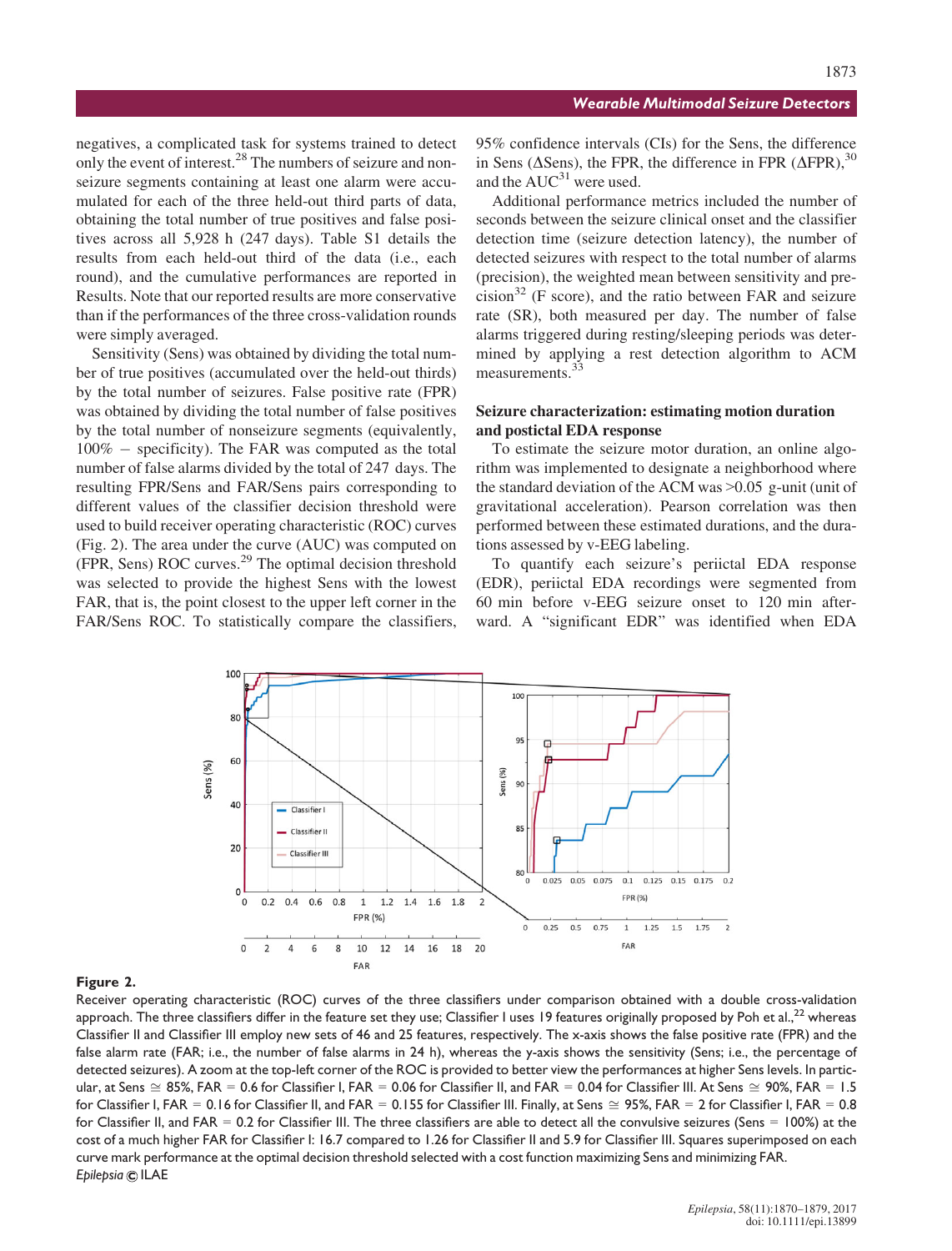negatives, a complicated task for systems trained to detect only the event of interest.[28] The numbers of seizure and nonseizure segments containing at least one alarm were accumulated for each of the three held-out third parts of data, obtaining the total number of true positives and false positives across all 5,928 h (247 days). Table S1 details the results from each held-out third of the data (i.e., each round), and the cumulative performances are reported in Results. Note that our reported results are more conservative than if the performances of the three cross-validation rounds were simply averaged.

Sensitivity (Sens) was obtained by dividing the total number of true positives (accumulated over the held-out thirds) by the total number of seizures. False positive rate (FPR) was obtained by dividing the total number of false positives by the total number of nonseizure segments (equivalently, 100% − specificity). The FAR was computed as the total number of false alarms divided by the total of 247 days. The resulting FPR/Sens and FAR/Sens pairs corresponding to different values of the classifier decision threshold were used to build receiver operating characteristic (ROC) curves (Fig. 2). The area under the curve (AUC) was computed on (FPR, Sens) ROC curves.[29] The optimal decision threshold was selected to provide the highest Sens with the lowest FAR, that is, the point closest to the upper left corner in the FAR/Sens ROC. To statistically compare the classifiers, 95% confidence intervals (CIs) for the Sens, the difference in Sens (ΔSens), the FPR, the difference in FPR (ΔFPR),[30] and the AUC[31] were used.

Additional performance metrics included the number of seconds between the seizure clinical onset and the classifier detection time (seizure detection latency), the number of detected seizures with respect to the total number of alarms (precision), the weighted mean between sensitivity and precision[32] (F score), and the ratio between FAR and seizure rate (SR), both measured per day. The number of false alarms triggered during resting/sleeping periods was determined by applying a rest detection algorithm to ACM measurements.[33]

### Seizure characterization: estimating motion duration and postictal EDA response

To estimate the seizure motor duration, an online algorithm was implemented to designate a neighborhood where the standard deviation of the ACM was >0.05 g-unit (unit of gravitational acceleration). Pearson correlation was then performed between these estimated durations, and the durations assessed by v-EEG labeling.

To quantify each seizure's periictal EDA response (EDR), periictal EDA recordings were segmented from 60 min before v-EEG seizure onset to 120 min afterward. A "significant EDR" was identified when EDA

**Figure 2.**
Receiver operating characteristic (ROC) curves of the three classifiers under comparison obtained with a double cross-validation approach. The three classifiers differ in the feature set they use; Classifier I uses 19 features originally proposed by Poh et al.,[22] whereas Classifier II and Classifier III employ new sets of 46 and 25 features, respectively. The x-axis shows the false positive rate (FPR) and the false alarm rate (FAR; i.e., the number of false alarms in 24 h), whereas the y-axis shows the sensitivity (Sens; i.e., the percentage of detected seizures). A zoom at the top-left corner of the ROC is provided to better view the performances at higher Sens levels. In particular, at Sens ≅ 85%, FAR = 0.6 for Classifier I, FAR = 0.06 for Classifier II, and FAR = 0.04 for Classifier III. At Sens ≅ 90%, FAR = 1.5 for Classifier I, FAR = 0.16 for Classifier II, and FAR = 0.155 for Classifier III. Finally, at Sens ≅ 95%, FAR = 2 for Classifier I, FAR = 0.8 for Classifier II, and FAR = 0.2 for Classifier III. The three classifiers are able to detect all the convulsive seizures (Sens = 100%) at the cost of a much higher FAR for Classifier I: 16.7 compared to 1.26 for Classifier II and 5.9 for Classifier III. Squares superimposed on each curve mark performance at the optimal decision threshold selected with a cost function maximizing Sens and minimizing FAR.
*Epilepsia* © ILAE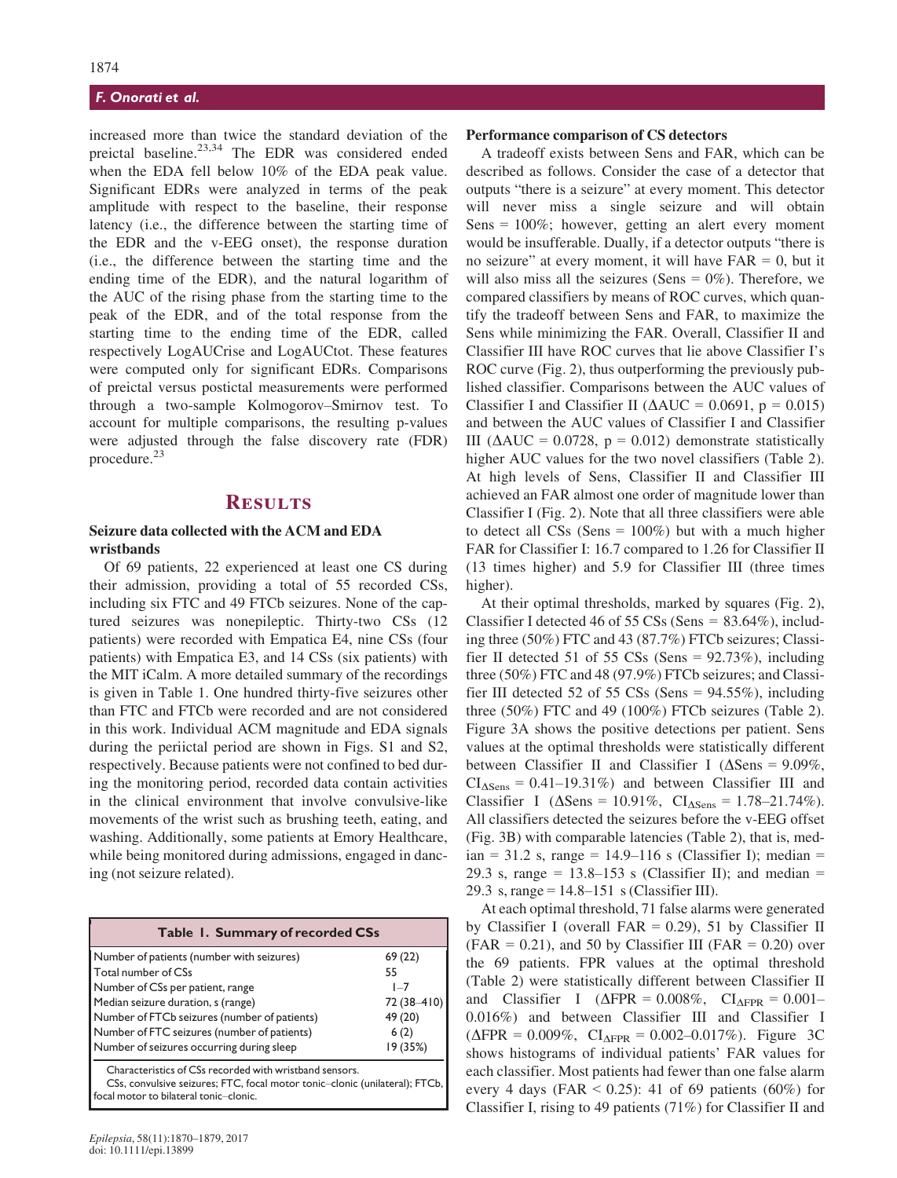increased more than twice the standard deviation of the preictal baseline.[23,34] The EDR was considered ended when the EDA fell below 10% of the EDA peak value. Significant EDRs were analyzed in terms of the peak amplitude with respect to the baseline, their response latency (i.e., the difference between the starting time of the EDR and the v-EEG onset), the response duration (i.e., the difference between the starting time and the ending time of the EDR), and the natural logarithm of the AUC of the rising phase from the starting time to the peak of the EDR, and of the total response from the starting time to the ending time of the EDR, called respectively LogAUCrise and LogAUCtot. These features were computed only for significant EDRs. Comparisons of preictal versus postictal measurements were performed through a two-sample Kolmogorov–Smirnov test. To account for multiple comparisons, the resulting p-values were adjusted through the false discovery rate (FDR) procedure.[23]

# Results

### Seizure data collected with the ACM and EDA wristbands

Of 69 patients, 22 experienced at least one CS during their admission, providing a total of 55 recorded CSs, including six FTC and 49 FTCb seizures. None of the captured seizures was nonepileptic. Thirty-two CSs (12 patients) were recorded with Empatica E4, nine CSs (four patients) with Empatica E3, and 14 CSs (six patients) with the MIT iCalm. A more detailed summary of the recordings is given in Table 1. One hundred thirty-five seizures other than FTC and FTCb were recorded and are not considered in this work. Individual ACM magnitude and EDA signals during the periictal period are shown in Figs. S1 and S2, respectively. Because patients were not confined to bed during the monitoring period, recorded data contain activities in the clinical environment that involve convulsive-like movements of the wrist such as brushing teeth, eating, and washing. Additionally, some patients at Emory Healthcare, while being monitored during admissions, engaged in dancing (not seizure related).

**Table 1. Summary of recorded CSs**

| | |
|---|---|
| Number of patients (number with seizures) | 69 (22) |
| Total number of CSs | 55 |
| Number of CSs per patient, range | 1–7 |
| Median seizure duration, s (range) | 72 (38–410) |
| Number of FTCb seizures (number of patients) | 49 (20) |
| Number of FTC seizures (number of patients) | 6 (2) |
| Number of seizures occurring during sleep | 19 (35%) |

Characteristics of CSs recorded with wristband sensors.
CSs, convulsive seizures; FTC, focal motor tonic–clonic (unilateral); FTCb, focal motor to bilateral tonic–clonic.

### Performance comparison of CS detectors

A tradeoff exists between Sens and FAR, which can be described as follows. Consider the case of a detector that outputs "there is a seizure" at every moment. This detector will never miss a single seizure and will obtain Sens = 100%; however, getting an alert every moment would be insufferable. Dually, if a detector outputs "there is no seizure" at every moment, it will have FAR = 0, but it will also miss all the seizures (Sens = 0%). Therefore, we compared classifiers by means of ROC curves, which quantify the tradeoff between Sens and FAR, to maximize the Sens while minimizing the FAR. Overall, Classifier II and Classifier III have ROC curves that lie above Classifier I's ROC curve (Fig. 2), thus outperforming the previously published classifier. Comparisons between the AUC values of Classifier I and Classifier II ($\Delta$AUC = 0.0691, $p = 0.015$) and between the AUC values of Classifier I and Classifier III ($\Delta$AUC = 0.0728, $p = 0.012$) demonstrate statistically higher AUC values for the two novel classifiers (Table 2). At high levels of Sens, Classifier II and Classifier III achieved an FAR almost one order of magnitude lower than Classifier I (Fig. 2). Note that all three classifiers were able to detect all CSs (Sens = 100%) but with a much higher FAR for Classifier I: 16.7 compared to 1.26 for Classifier II (13 times higher) and 5.9 for Classifier III (three times higher).

At their optimal thresholds, marked by squares (Fig. 2), Classifier I detected 46 of 55 CSs (Sens = 83.64%), including three (50%) FTC and 43 (87.7%) FTCb seizures; Classifier II detected 51 of 55 CSs (Sens = 92.73%), including three (50%) FTC and 48 (97.9%) FTCb seizures; and Classifier III detected 52 of 55 CSs (Sens = 94.55%), including three (50%) FTC and 49 (100%) FTCb seizures (Table 2). Figure 3A shows the positive detections per patient. Sens values at the optimal thresholds were statistically different between Classifier II and Classifier I ($\Delta$Sens = 9.09%, $CI_{\Delta Sens}$ = 0.41–19.31%) and between Classifier III and Classifier I ($\Delta$Sens = 10.91%, $CI_{\Delta Sens}$ = 1.78–21.74%). All classifiers detected the seizures before the v-EEG offset (Fig. 3B) with comparable latencies (Table 2), that is, median = 31.2 s, range = 14.9–116 s (Classifier I); median = 29.3 s, range = 13.8–153 s (Classifier II); and median = 29.3 s, range = 14.8–151 s (Classifier III).

At each optimal threshold, 71 false alarms were generated by Classifier I (overall FAR = 0.29), 51 by Classifier II (FAR = 0.21), and 50 by Classifier III (FAR = 0.20) over the 69 patients. FPR values at the optimal threshold (Table 2) were statistically different between Classifier II and Classifier I ($\Delta$FPR = 0.008%, $CI_{\Delta FPR}$ = 0.001–0.016%) and between Classifier III and Classifier I ($\Delta$FPR = 0.009%, $CI_{\Delta FPR}$ = 0.002–0.017%). Figure 3C shows histograms of individual patients' FAR values for each classifier. Most patients had fewer than one false alarm every 4 days (FAR < 0.25): 41 of 69 patients (60%) for Classifier I, rising to 49 patients (71%) for Classifier II and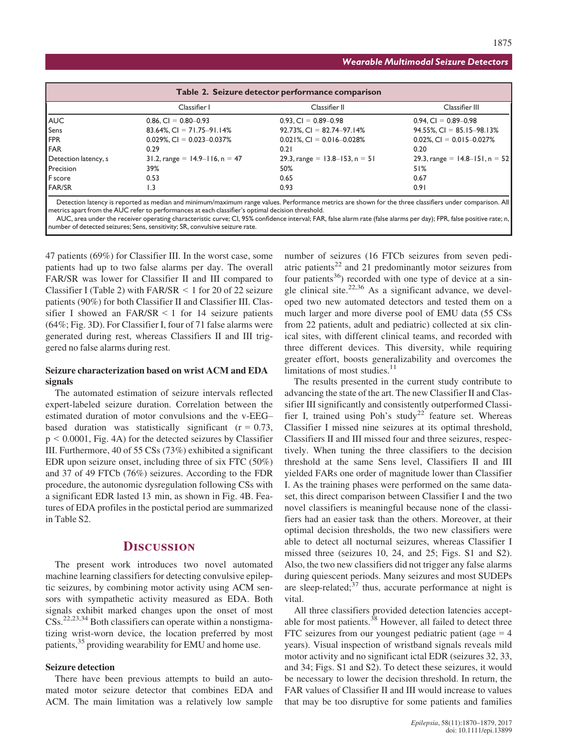**Table 2. Seizure detector performance comparison**

| | Classifier I | Classifier II | Classifier III |
|---|---|---|---|
| AUC | 0.86, CI = 0.80–0.93 | 0.93, CI = 0.89–0.98 | 0.94, CI = 0.89–0.98 |
| Sens | 83.64%, CI = 71.75–91.14% | 92.73%, CI = 82.74–97.14% | 94.55%, CI = 85.15–98.13% |
| FPR | 0.029%, CI = 0.023–0.037% | 0.021%, CI = 0.016–0.028% | 0.02%, CI = 0.015–0.027% |
| FAR | 0.29 | 0.21 | 0.20 |
| Detection latency, s | 31.2, range = 14.9–116, n = 47 | 29.3, range = 13.8–153, n = 51 | 29.3, range = 14.8–151, n = 52 |
| Precision | 39% | 50% | 51% |
| F score | 0.53 | 0.65 | 0.67 |
| FAR/SR | 1.3 | 0.93 | 0.91 |

Detection latency is reported as median and minimum/maximum range values. Performance metrics are shown for the three classifiers under comparison. All metrics apart from the AUC refer to performances at each classifier's optimal decision threshold.

AUC, area under the receiver operating characteristic curve; CI, 95% confidence interval; FAR, false alarm rate (false alarms per day); FPR, false positive rate; n, number of detected seizures; Sens, sensitivity; SR, convulsive seizure rate.

47 patients (69%) for Classifier III. In the worst case, some patients had up to two false alarms per day. The overall FAR/SR was lower for Classifier II and III compared to Classifier I (Table 2) with FAR/SR < 1 for 20 of 22 seizure patients (90%) for both Classifier II and Classifier III. Classifier I showed an FAR/SR < 1 for 14 seizure patients (64%; Fig. 3D). For Classifier I, four of 71 false alarms were generated during rest, whereas Classifiers II and III triggered no false alarms during rest.

### Seizure characterization based on wrist ACM and EDA signals

The automated estimation of seizure intervals reflected expert-labeled seizure duration. Correlation between the estimated duration of motor convulsions and the v-EEG–based duration was statistically significant ($r = 0.73$, $p < 0.0001$, Fig. 4A) for the detected seizures by Classifier III. Furthermore, 40 of 55 CSs (73%) exhibited a significant EDR upon seizure onset, including three of six FTC (50%) and 37 of 49 FTCb (76%) seizures. According to the FDR procedure, the autonomic dysregulation following CSs with a significant EDR lasted 13 min, as shown in Fig. 4B. Features of EDA profiles in the postictal period are summarized in Table S2.

## Discussion

The present work introduces two novel automated machine learning classifiers for detecting convulsive epileptic seizures, by combining motor activity using ACM sensors with sympathetic activity measured as EDA. Both signals exhibit marked changes upon the onset of most CSs.[22,23,34] Both classifiers can operate within a nonstigmatizing wrist-worn device, the location preferred by most patients,[35] providing wearability for EMU and home use.

### Seizure detection

There have been previous attempts to build an automated motor seizure detector that combines EDA and ACM. The main limitation was a relatively low sample number of seizures (16 FTCb seizures from seven pediatric patients[22] and 21 predominantly motor seizures from four patients[36]) recorded with one type of device at a single clinical site.[22,36] As a significant advance, we developed two new automated detectors and tested them on a much larger and more diverse pool of EMU data (55 CSs from 22 patients, adult and pediatric) collected at six clinical sites, with different clinical teams, and recorded with three different devices. This diversity, while requiring greater effort, boosts generalizability and overcomes the limitations of most studies.[11]

The results presented in the current study contribute to advancing the state of the art. The new Classifier II and Classifier III significantly and consistently outperformed Classifier I, trained using Poh's study[22] feature set. Whereas Classifier I missed nine seizures at its optimal threshold, Classifiers II and III missed four and three seizures, respectively. When tuning the three classifiers to the decision threshold at the same Sens level, Classifiers II and III yielded FARs one order of magnitude lower than Classifier I. As the training phases were performed on the same dataset, this direct comparison between Classifier I and the two novel classifiers is meaningful because none of the classifiers had an easier task than the others. Moreover, at their optimal decision thresholds, the two new classifiers were able to detect all nocturnal seizures, whereas Classifier I missed three (seizures 10, 24, and 25; Figs. S1 and S2). Also, the two new classifiers did not trigger any false alarms during quiescent periods. Many seizures and most SUDEPs are sleep-related;[37] thus, accurate performance at night is vital.

All three classifiers provided detection latencies acceptable for most patients.[38] However, all failed to detect three FTC seizures from our youngest pediatric patient (age = 4 years). Visual inspection of wristband signals reveals mild motor activity and no significant ictal EDR (seizures 32, 33, and 34; Figs. S1 and S2). To detect these seizures, it would be necessary to lower the decision threshold. In return, the FAR values of Classifier II and III would increase to values that may be too disruptive for some patients and families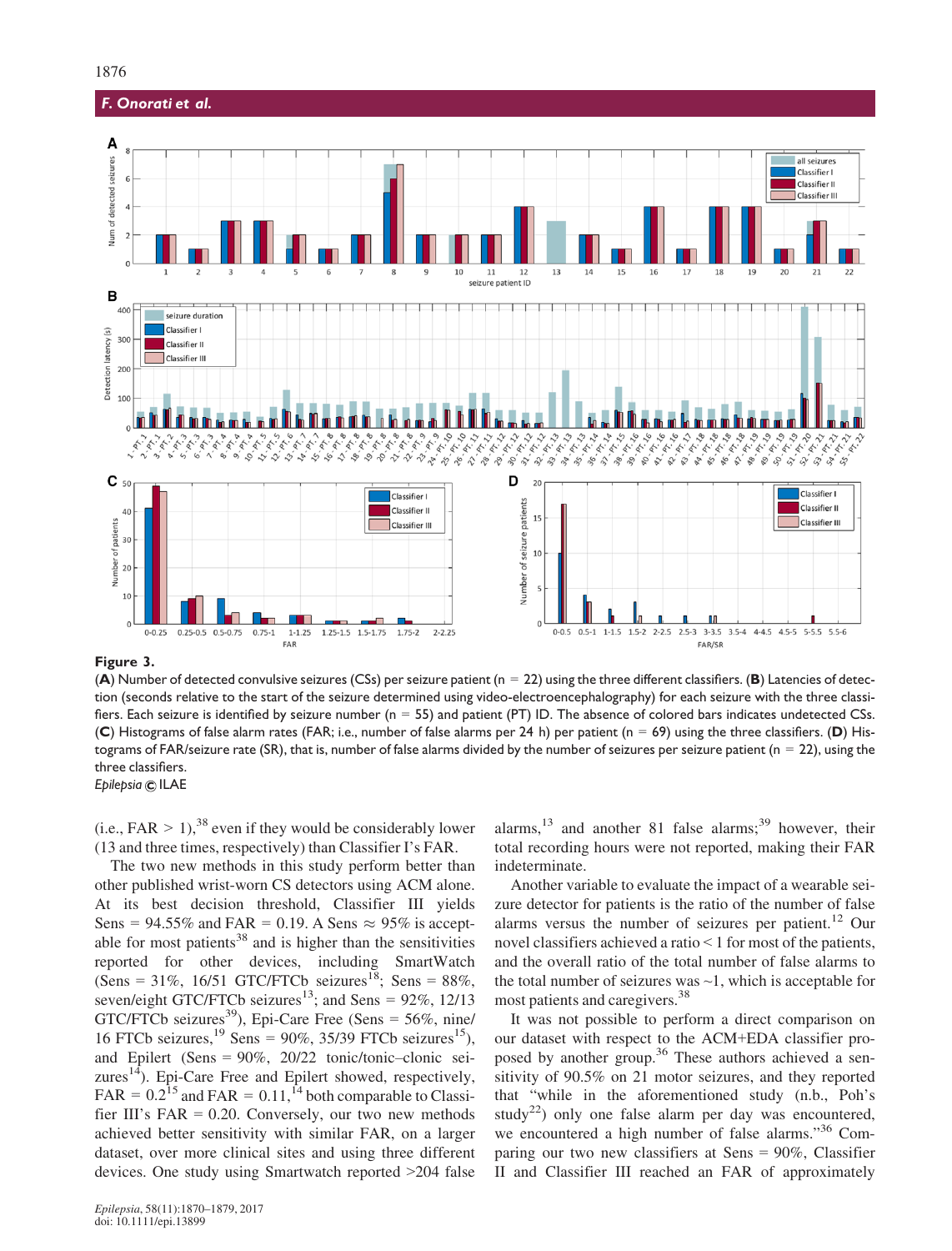**Figure 3.**
(**A**) Number of detected convulsive seizures (CSs) per seizure patient (n = 22) using the three different classifiers. (**B**) Latencies of detection (seconds relative to the start of the seizure determined using video-electroencephalography) for each seizure with the three classifiers. Each seizure is identified by seizure number (n = 55) and patient (PT) ID. The absence of colored bars indicates undetected CSs. (**C**) Histograms of false alarm rates (FAR; i.e., number of false alarms per 24 h) per patient (n = 69) using the three classifiers. (**D**) Histograms of FAR/seizure rate (SR), that is, number of false alarms divided by the number of seizures per seizure patient (n = 22), using the three classifiers.
*Epilepsia* © ILAE

(i.e., FAR > 1),[38] even if they would be considerably lower (13 and three times, respectively) than Classifier I's FAR.

The two new methods in this study perform better than other published wrist-worn CS detectors using ACM alone. At its best decision threshold, Classifier III yields Sens = 94.55% and FAR = 0.19. A Sens ≈ 95% is acceptable for most patients[38] and is higher than the sensitivities reported for other devices, including SmartWatch (Sens = 31%, 16/51 GTC/FTCb seizures[18]; Sens = 88%, seven/eight GTC/FTCb seizures[13]; and Sens = 92%, 12/13 GTC/FTCb seizures[39]), Epi-Care Free (Sens = 56%, nine/16 FTCb seizures,[19] Sens = 90%, 35/39 FTCb seizures[15]), and Epilert (Sens = 90%, 20/22 tonic/tonic–clonic seizures[14]). Epi-Care Free and Epilert showed, respectively, FAR = 0.2[15] and FAR = 0.11,[14] both comparable to Classifier III's FAR = 0.20. Conversely, our two new methods achieved better sensitivity with similar FAR, on a larger dataset, over more clinical sites and using three different devices. One study using Smartwatch reported >204 false alarms,[13] and another 81 false alarms;[39] however, their total recording hours were not reported, making their FAR indeterminate.

Another variable to evaluate the impact of a wearable seizure detector for patients is the ratio of the number of false alarms versus the number of seizures per patient.[12] Our novel classifiers achieved a ratio < 1 for most of the patients, and the overall ratio of the total number of false alarms to the total number of seizures was ~1, which is acceptable for most patients and caregivers.[38]

It was not possible to perform a direct comparison on our dataset with respect to the ACM+EDA classifier proposed by another group.[36] These authors achieved a sensitivity of 90.5% on 21 motor seizures, and they reported that "while in the aforementioned study (n.b., Poh's study[22]) only one false alarm per day was encountered, we encountered a high number of false alarms."[36] Comparing our two new classifiers at Sens = 90%, Classifier II and Classifier III reached an FAR of approximately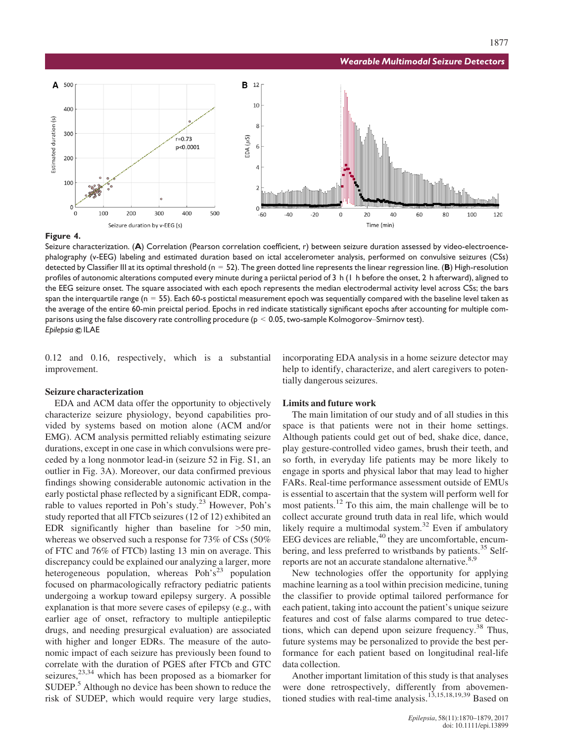**Figure 4.**

Seizure characterization. (**A**) Correlation (Pearson correlation coefficient, r) between seizure duration assessed by video-electroencephalography (v-EEG) labeling and estimated duration based on ictal accelerometer analysis, performed on convulsive seizures (CSs) detected by Classifier III at its optimal threshold (n = 52). The green dotted line represents the linear regression line. (**B**) High-resolution profiles of autonomic alterations computed every minute during a periictal period of 3 h (1 h before the onset, 2 h afterward), aligned to the EEG seizure onset. The square associated with each epoch represents the median electrodermal activity level across CSs; the bars span the interquartile range (n = 55). Each 60-s postictal measurement epoch was sequentially compared with the baseline level taken as the average of the entire 60-min preictal period. Epochs in red indicate statistically significant epochs after accounting for multiple comparisons using the false discovery rate controlling procedure ($p < 0.05$, two-sample Kolmogorov–Smirnov test).
*Epilepsia* © ILAE

0.12 and 0.16, respectively, which is a substantial improvement.

### Seizure characterization

EDA and ACM data offer the opportunity to objectively characterize seizure physiology, beyond capabilities provided by systems based on motion alone (ACM and/or EMG). ACM analysis permitted reliably estimating seizure durations, except in one case in which convulsions were preceded by a long nonmotor lead-in (seizure 52 in Fig. S1, an outlier in Fig. 3A). Moreover, our data confirmed previous findings showing considerable autonomic activation in the early postictal phase reflected by a significant EDR, comparable to values reported in Poh's study.[23] However, Poh's study reported that all FTCb seizures (12 of 12) exhibited an EDR significantly higher than baseline for >50 min, whereas we observed such a response for 73% of CSs (50% of FTC and 76% of FTCb) lasting 13 min on average. This discrepancy could be explained our analyzing a larger, more heterogeneous population, whereas Poh's[23] population focused on pharmacologically refractory pediatric patients undergoing a workup toward epilepsy surgery. A possible explanation is that more severe cases of epilepsy (e.g., with earlier age of onset, refractory to multiple antiepileptic drugs, and needing presurgical evaluation) are associated with higher and longer EDRs. The measure of the autonomic impact of each seizure has previously been found to correlate with the duration of PGES after FTCb and GTC seizures,[23,34] which has been proposed as a biomarker for SUDEP.[5] Although no device has been shown to reduce the risk of SUDEP, which would require very large studies, incorporating EDA analysis in a home seizure detector may help to identify, characterize, and alert caregivers to potentially dangerous seizures.

### Limits and future work

The main limitation of our study and of all studies in this space is that patients were not in their home settings. Although patients could get out of bed, shake dice, dance, play gesture-controlled video games, brush their teeth, and so forth, in everyday life patients may be more likely to engage in sports and physical labor that may lead to higher FARs. Real-time performance assessment outside of EMUs is essential to ascertain that the system will perform well for most patients.[12] To this aim, the main challenge will be to collect accurate ground truth data in real life, which would likely require a multimodal system.[32] Even if ambulatory EEG devices are reliable,[40] they are uncomfortable, encumbering, and less preferred to wristbands by patients.[35] Self-reports are not an accurate standalone alternative.[8,9]

New technologies offer the opportunity for applying machine learning as a tool within precision medicine, tuning the classifier to provide optimal tailored performance for each patient, taking into account the patient's unique seizure features and cost of false alarms compared to true detections, which can depend upon seizure frequency.[38] Thus, future systems may be personalized to provide the best performance for each patient based on longitudinal real-life data collection.

Another important limitation of this study is that analyses were done retrospectively, differently from abovementioned studies with real-time analysis.[13,15,18,19,39] Based on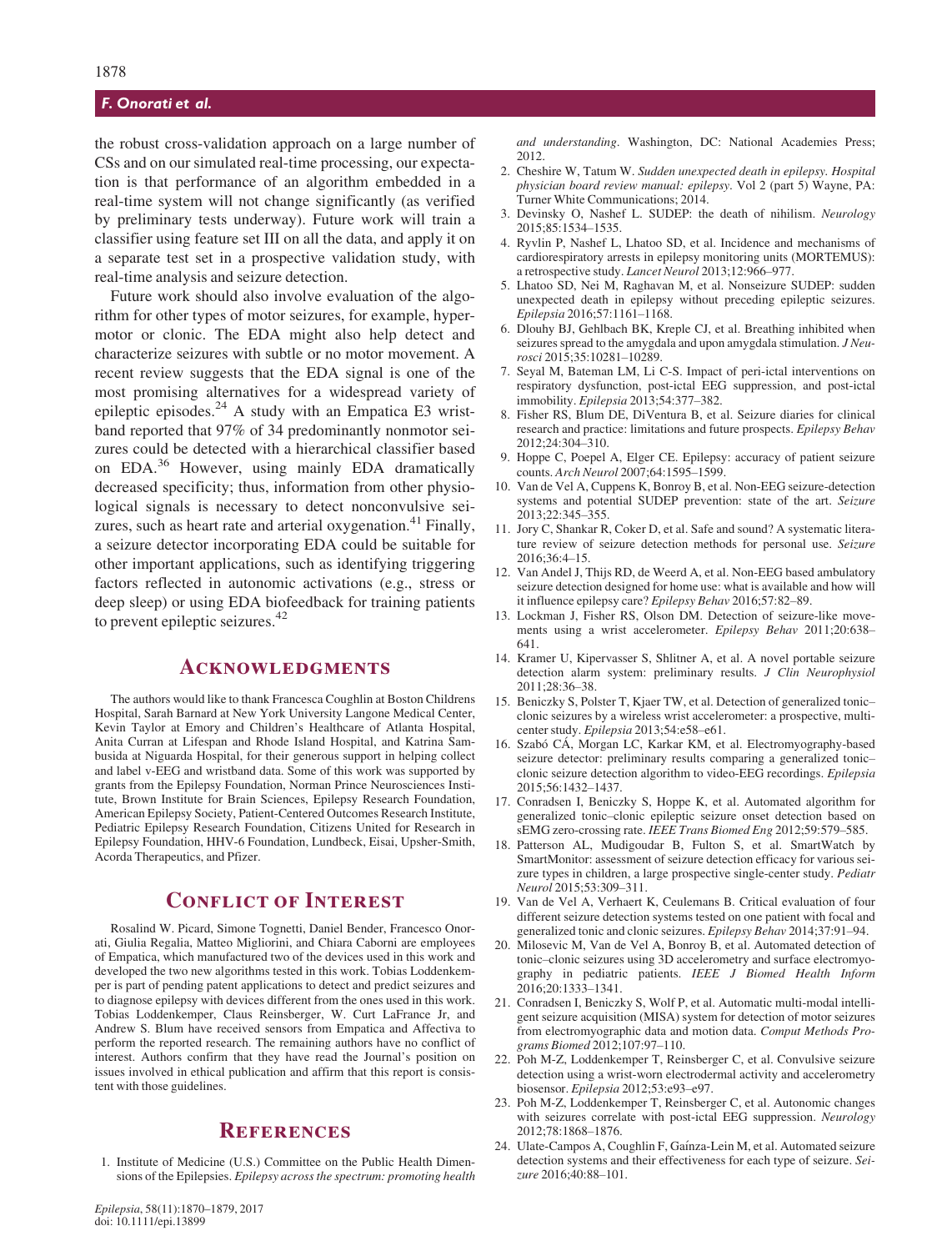the robust cross-validation approach on a large number of CSs and on our simulated real-time processing, our expectation is that performance of an algorithm embedded in a real-time system will not change significantly (as verified by preliminary tests underway). Future work will train a classifier using feature set III on all the data, and apply it on a separate test set in a prospective validation study, with real-time analysis and seizure detection.

Future work should also involve evaluation of the algorithm for other types of motor seizures, for example, hypermotor or clonic. The EDA might also help detect and characterize seizures with subtle or no motor movement. A recent review suggests that the EDA signal is one of the most promising alternatives for a widespread variety of epileptic episodes.[24] A study with an Empatica E3 wristband reported that 97% of 34 predominantly nonmotor seizures could be detected with a hierarchical classifier based on EDA.[36] However, using mainly EDA dramatically decreased specificity; thus, information from other physiological signals is necessary to detect nonconvulsive seizures, such as heart rate and arterial oxygenation.[41] Finally, a seizure detector incorporating EDA could be suitable for other important applications, such as identifying triggering factors reflected in autonomic activations (e.g., stress or deep sleep) or using EDA biofeedback for training patients to prevent epileptic seizures.[42]

## Acknowledgments

The authors would like to thank Francesca Coughlin at Boston Childrens Hospital, Sarah Barnard at New York University Langone Medical Center, Kevin Taylor at Emory and Children's Healthcare of Atlanta Hospital, Anita Curran at Lifespan and Rhode Island Hospital, and Katrina Sambusida at Niguarda Hospital, for their generous support in helping collect and label v-EEG and wristband data. Some of this work was supported by grants from the Epilepsy Foundation, Norman Prince Neurosciences Institute, Brown Institute for Brain Sciences, Epilepsy Research Foundation, American Epilepsy Society, Patient-Centered Outcomes Research Institute, Pediatric Epilepsy Research Foundation, Citizens United for Research in Epilepsy Foundation, HHV-6 Foundation, Lundbeck, Eisai, Upsher-Smith, Acorda Therapeutics, and Pfizer.

## Conflict of Interest

Rosalind W. Picard, Simone Tognetti, Daniel Bender, Francesco Onorati, Giulia Regalia, Matteo Migliorini, and Chiara Caborni are employees of Empatica, which manufactured two of the devices used in this work and developed the two new algorithms tested in this work. Tobias Loddenkemper is part of pending patent applications to detect and predict seizures and to diagnose epilepsy with devices different from the ones used in this work. Tobias Loddenkemper, Claus Reinsberger, W. Curt LaFrance Jr, and Andrew S. Blum have received sensors from Empatica and Affectiva to perform the reported research. The remaining authors have no conflict of interest. Authors confirm that they have read the Journal's position on issues involved in ethical publication and affirm that this report is consistent with those guidelines.

## References

1. Institute of Medicine (U.S.) Committee on the Public Health Dimensions of the Epilepsies. *Epilepsy across the spectrum: promoting health and understanding*. Washington, DC: National Academies Press; 2012.
2. Cheshire W, Tatum W. *Sudden unexpected death in epilepsy. Hospital physician board review manual: epilepsy*. Vol 2 (part 5) Wayne, PA: Turner White Communications; 2014.
3. Devinsky O, Nashef L. SUDEP: the death of nihilism. *Neurology* 2015;85:1534–1535.
4. Ryvlin P, Nashef L, Lhatoo SD, et al. Incidence and mechanisms of cardiorespiratory arrests in epilepsy monitoring units (MORTEMUS): a retrospective study. *Lancet Neurol* 2013;12:966–977.
5. Lhatoo SD, Nei M, Raghavan M, et al. Nonseizure SUDEP: sudden unexpected death in epilepsy without preceding epileptic seizures. *Epilepsia* 2016;57:1161–1168.
6. Dlouhy BJ, Gehlbach BK, Kreple CJ, et al. Breathing inhibited when seizures spread to the amygdala and upon amygdala stimulation. *J Neurosci* 2015;35:10281–10289.
7. Seyal M, Bateman LM, Li C-S. Impact of peri-ictal interventions on respiratory dysfunction, post-ictal EEG suppression, and post-ictal immobility. *Epilepsia* 2013;54:377–382.
8. Fisher RS, Blum DE, DiVentura B, et al. Seizure diaries for clinical research and practice: limitations and future prospects. *Epilepsy Behav* 2012;24:304–310.
9. Hoppe C, Poepel A, Elger CE. Epilepsy: accuracy of patient seizure counts. *Arch Neurol* 2007;64:1595–1599.
10. Van de Vel A, Cuppens K, Bonroy B, et al. Non-EEG seizure-detection systems and potential SUDEP prevention: state of the art. *Seizure* 2013;22:345–355.
11. Jory C, Shankar R, Coker D, et al. Safe and sound? A systematic literature review of seizure detection methods for personal use. *Seizure* 2016;36:4–15.
12. Van Andel J, Thijs RD, de Weerd A, et al. Non-EEG based ambulatory seizure detection designed for home use: what is available and how will it influence epilepsy care? *Epilepsy Behav* 2016;57:82–89.
13. Lockman J, Fisher RS, Olson DM. Detection of seizure-like movements using a wrist accelerometer. *Epilepsy Behav* 2011;20:638–641.
14. Kramer U, Kipervasser S, Shlitner A, et al. A novel portable seizure detection alarm system: preliminary results. *J Clin Neurophysiol* 2011;28:36–38.
15. Beniczky S, Polster T, Kjaer TW, et al. Detection of generalized tonic–clonic seizures by a wireless wrist accelerometer: a prospective, multicenter study. *Epilepsia* 2013;54:e58–e61.
16. Szabó CÁ, Morgan LC, Karkar KM, et al. Electromyography-based seizure detector: preliminary results comparing a generalized tonic–clonic seizure detection algorithm to video-EEG recordings. *Epilepsia* 2015;56:1432–1437.
17. Conradsen I, Beniczky S, Hoppe K, et al. Automated algorithm for generalized tonic–clonic epileptic seizure onset detection based on sEMG zero-crossing rate. *IEEE Trans Biomed Eng* 2012;59:579–585.
18. Patterson AL, Mudigoudar B, Fulton S, et al. SmartWatch by SmartMonitor: assessment of seizure detection efficacy for various seizure types in children, a large prospective single-center study. *Pediatr Neurol* 2015;53:309–311.
19. Van de Vel A, Verhaert K, Ceulemans B. Critical evaluation of four different seizure detection systems tested on one patient with focal and generalized tonic and clonic seizures. *Epilepsy Behav* 2014;37:91–94.
20. Milosevic M, Van de Vel A, Bonroy B, et al. Automated detection of tonic–clonic seizures using 3D accelerometry and surface electromyography in pediatric patients. *IEEE J Biomed Health Inform* 2016;20:1333–1341.
21. Conradsen I, Beniczky S, Wolf P, et al. Automatic multi-modal intelligent seizure acquisition (MISA) system for detection of motor seizures from electromyographic data and motion data. *Comput Methods Programs Biomed* 2012;107:97–110.
22. Poh M-Z, Loddenkemper T, Reinsberger C, et al. Convulsive seizure detection using a wrist-worn electrodermal activity and accelerometry biosensor. *Epilepsia* 2012;53:e93–e97.
23. Poh M-Z, Loddenkemper T, Reinsberger C, et al. Autonomic changes with seizures correlate with post-ictal EEG suppression. *Neurology* 2012;78:1868–1876.
24. Ulate-Campos A, Coughlin F, Gaínza-Lein M, et al. Automated seizure detection systems and their effectiveness for each type of seizure. *Seizure* 2016;40:88–101.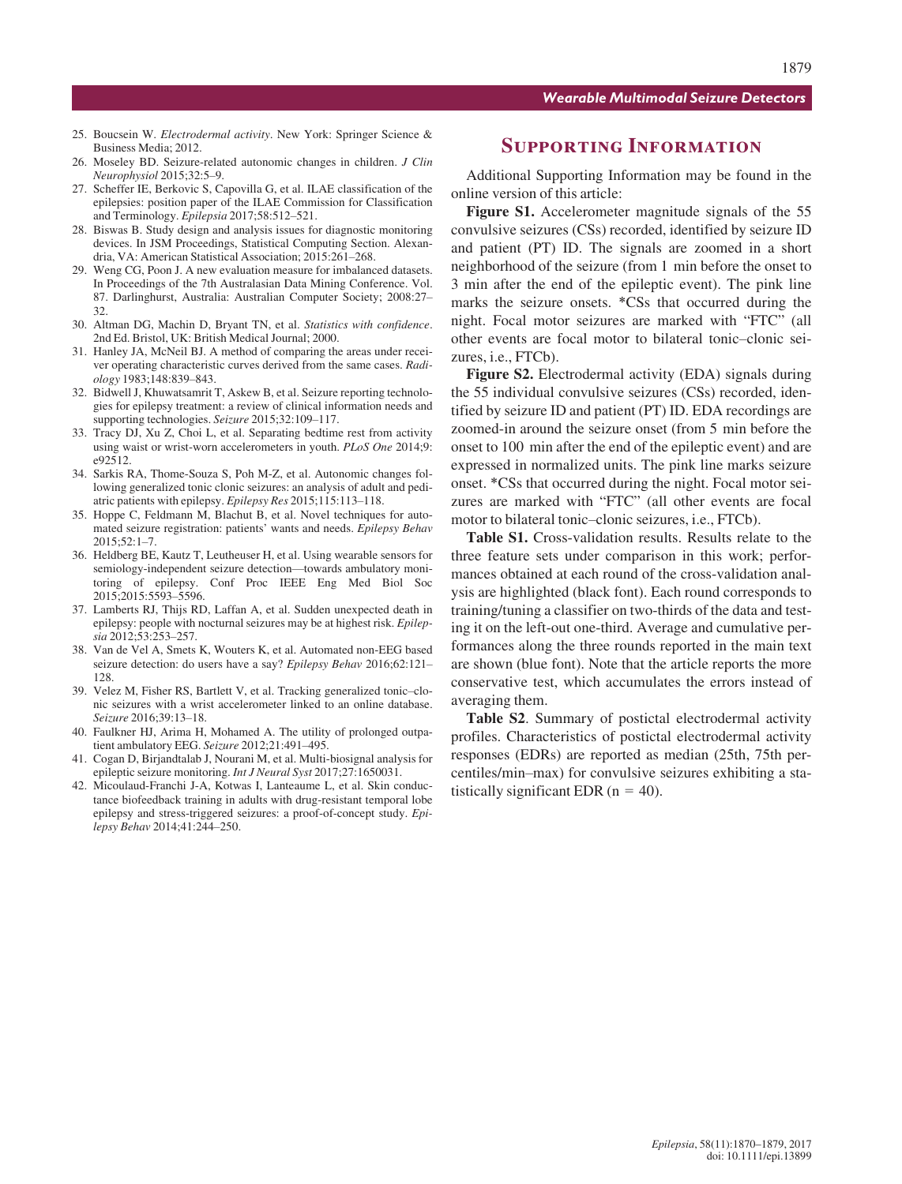25. Boucsein W. *Electrodermal activity*. New York: Springer Science & Business Media; 2012.
26. Moseley BD. Seizure-related autonomic changes in children. *J Clin Neurophysiol* 2015;32:5–9.
27. Scheffer IE, Berkovic S, Capovilla G, et al. ILAE classification of the epilepsies: position paper of the ILAE Commission for Classification and Terminology. *Epilepsia* 2017;58:512–521.
28. Biswas B. Study design and analysis issues for diagnostic monitoring devices. In JSM Proceedings, Statistical Computing Section. Alexandria, VA: American Statistical Association; 2015:261–268.
29. Weng CG, Poon J. A new evaluation measure for imbalanced datasets. In Proceedings of the 7th Australasian Data Mining Conference. Vol. 87. Darlinghurst, Australia: Australian Computer Society; 2008:27–32.
30. Altman DG, Machin D, Bryant TN, et al. *Statistics with confidence*. 2nd Ed. Bristol, UK: British Medical Journal; 2000.
31. Hanley JA, McNeil BJ. A method of comparing the areas under receiver operating characteristic curves derived from the same cases. *Radiology* 1983;148:839–843.
32. Bidwell J, Khuwatsamrit T, Askew B, et al. Seizure reporting technologies for epilepsy treatment: a review of clinical information needs and supporting technologies. *Seizure* 2015;32:109–117.
33. Tracy DJ, Xu Z, Choi L, et al. Separating bedtime rest from activity using waist or wrist-worn accelerometers in youth. *PLoS One* 2014;9:e92512.
34. Sarkis RA, Thome-Souza S, Poh M-Z, et al. Autonomic changes following generalized tonic clonic seizures: an analysis of adult and pediatric patients with epilepsy. *Epilepsy Res* 2015;115:113–118.
35. Hoppe C, Feldmann M, Blachut B, et al. Novel techniques for automated seizure registration: patients' wants and needs. *Epilepsy Behav* 2015;52:1–7.
36. Heldberg BE, Kautz T, Leutheuser H, et al. Using wearable sensors for semiology-independent seizure detection—towards ambulatory monitoring of epilepsy. Conf Proc IEEE Eng Med Biol Soc 2015;2015:5593–5596.
37. Lamberts RJ, Thijs RD, Laffan A, et al. Sudden unexpected death in epilepsy: people with nocturnal seizures may be at highest risk. *Epilepsia* 2012;53:253–257.
38. Van de Vel A, Smets K, Wouters K, et al. Automated non-EEG based seizure detection: do users have a say? *Epilepsy Behav* 2016;62:121–128.
39. Velez M, Fisher RS, Bartlett V, et al. Tracking generalized tonic–clonic seizures with a wrist accelerometer linked to an online database. *Seizure* 2016;39:13–18.
40. Faulkner HJ, Arima H, Mohamed A. The utility of prolonged outpatient ambulatory EEG. *Seizure* 2012;21:491–495.
41. Cogan D, Birjandtalab J, Nourani M, et al. Multi-biosignal analysis for epileptic seizure monitoring. *Int J Neural Syst* 2017;27:1650031.
42. Micoulaud-Franchi J-A, Kotwas I, Lanteaume L, et al. Skin conductance biofeedback training in adults with drug-resistant temporal lobe epilepsy and stress-triggered seizures: a proof-of-concept study. *Epilepsy Behav* 2014;41:244–250.

## Supporting Information

Additional Supporting Information may be found in the online version of this article:

**Figure S1.** Accelerometer magnitude signals of the 55 convulsive seizures (CSs) recorded, identified by seizure ID and patient (PT) ID. The signals are zoomed in a short neighborhood of the seizure (from 1 min before the onset to 3 min after the end of the epileptic event). The pink line marks the seizure onsets. *CSs that occurred during the night. Focal motor seizures are marked with "FTC" (all other events are focal motor to bilateral tonic–clonic seizures, i.e., FTCb).

**Figure S2.** Electrodermal activity (EDA) signals during the 55 individual convulsive seizures (CSs) recorded, identified by seizure ID and patient (PT) ID. EDA recordings are zoomed-in around the seizure onset (from 5 min before the onset to 100 min after the end of the epileptic event) and are expressed in normalized units. The pink line marks seizure onset. *CSs that occurred during the night. Focal motor seizures are marked with "FTC" (all other events are focal motor to bilateral tonic–clonic seizures, i.e., FTCb).

**Table S1.** Cross-validation results. Results relate to the three feature sets under comparison in this work; performances obtained at each round of the cross-validation analysis are highlighted (black font). Each round corresponds to training/tuning a classifier on two-thirds of the data and testing it on the left-out one-third. Average and cumulative performances along the three rounds reported in the main text are shown (blue font). Note that the article reports the more conservative test, which accumulates the errors instead of averaging them.

**Table S2**. Summary of postictal electrodermal activity profiles. Characteristics of postictal electrodermal activity responses (EDRs) are reported as median (25th, 75th percentiles/min–max) for convulsive seizures exhibiting a statistically significant EDR ($n = 40$).